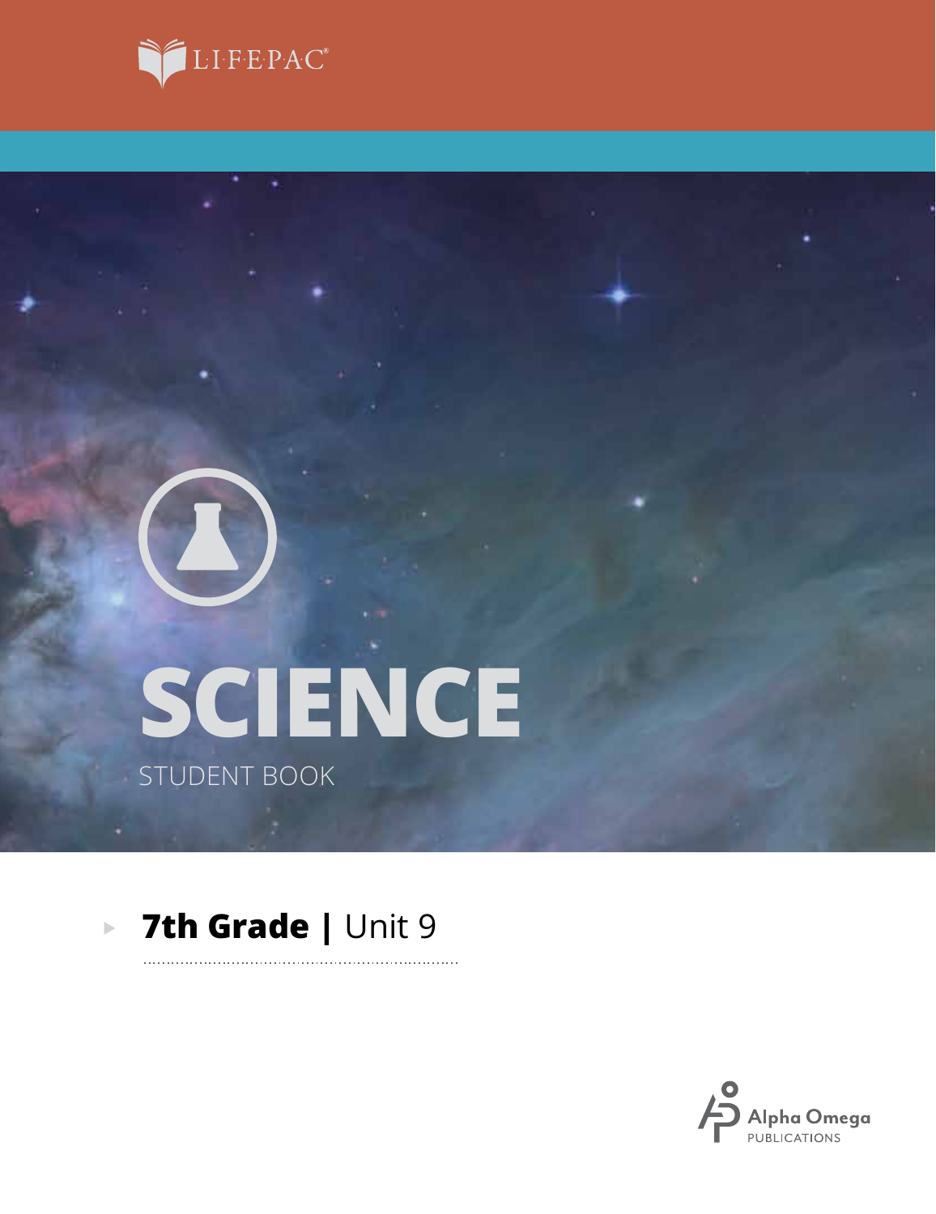LIFEPAC®

# SCIENCE

STUDENT BOOK

## 7th Grade | Unit 9

Alpha Omega PUBLICATIONS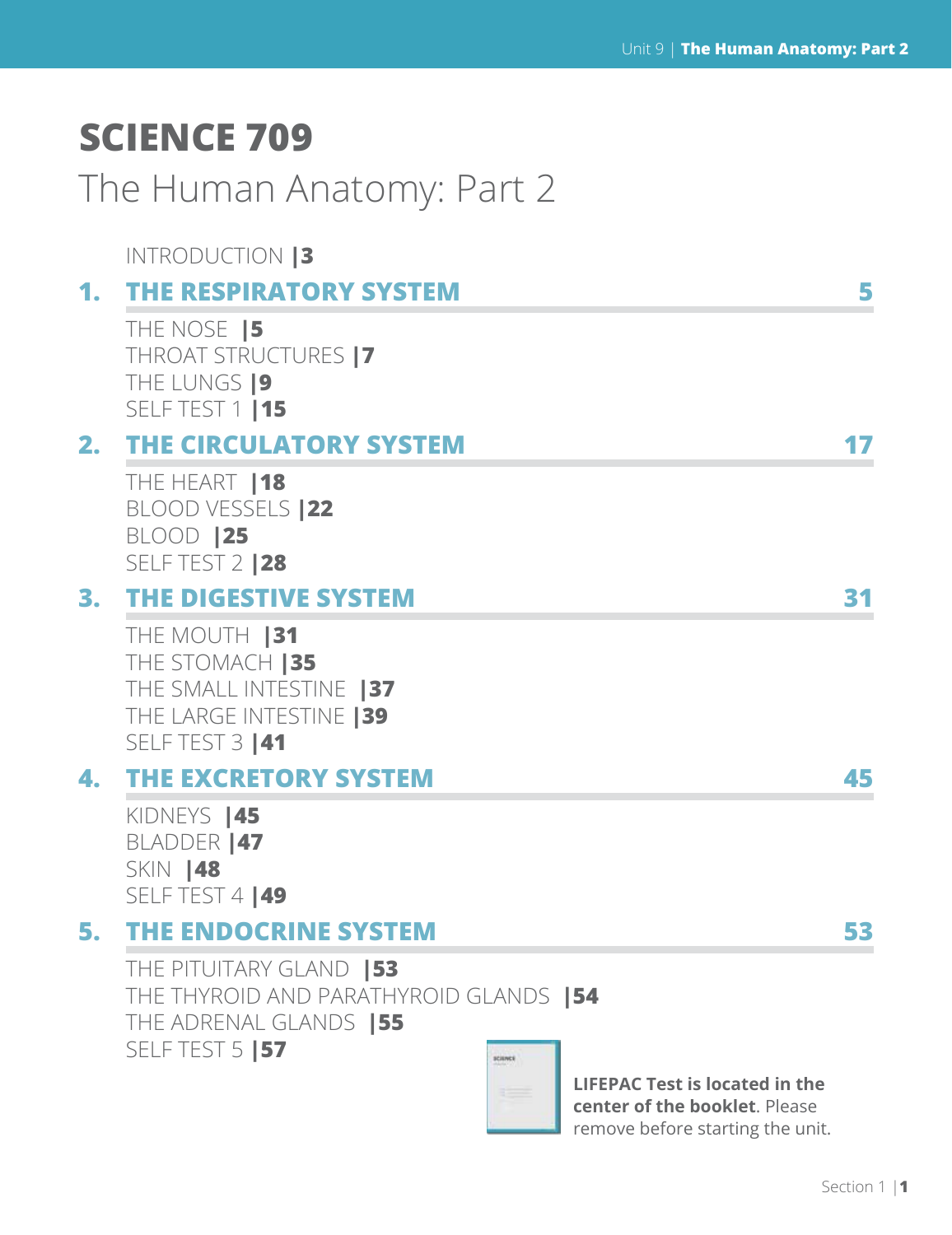# SCIENCE 709

## The Human Anatomy: Part 2

INTRODUCTION |3

## 1. THE RESPIRATORY SYSTEM 5

THE NOSE |5
THROAT STRUCTURES |7
THE LUNGS |9
SELF TEST 1 |15

## 2. THE CIRCULATORY SYSTEM 17

THE HEART |18
BLOOD VESSELS |22
BLOOD |25
SELF TEST 2 |28

## 3. THE DIGESTIVE SYSTEM 31

THE MOUTH |31
THE STOMACH |35
THE SMALL INTESTINE |37
THE LARGE INTESTINE |39
SELF TEST 3 |41

## 4. THE EXCRETORY SYSTEM 45

KIDNEYS |45
BLADDER |47
SKIN |48
SELF TEST 4 |49

## 5. THE ENDOCRINE SYSTEM 53

THE PITUITARY GLAND |53
THE THYROID AND PARATHYROID GLANDS |54
THE ADRENAL GLANDS |55
SELF TEST 5 |57

**LIFEPAC Test is located in the center of the booklet**. Please remove before starting the unit.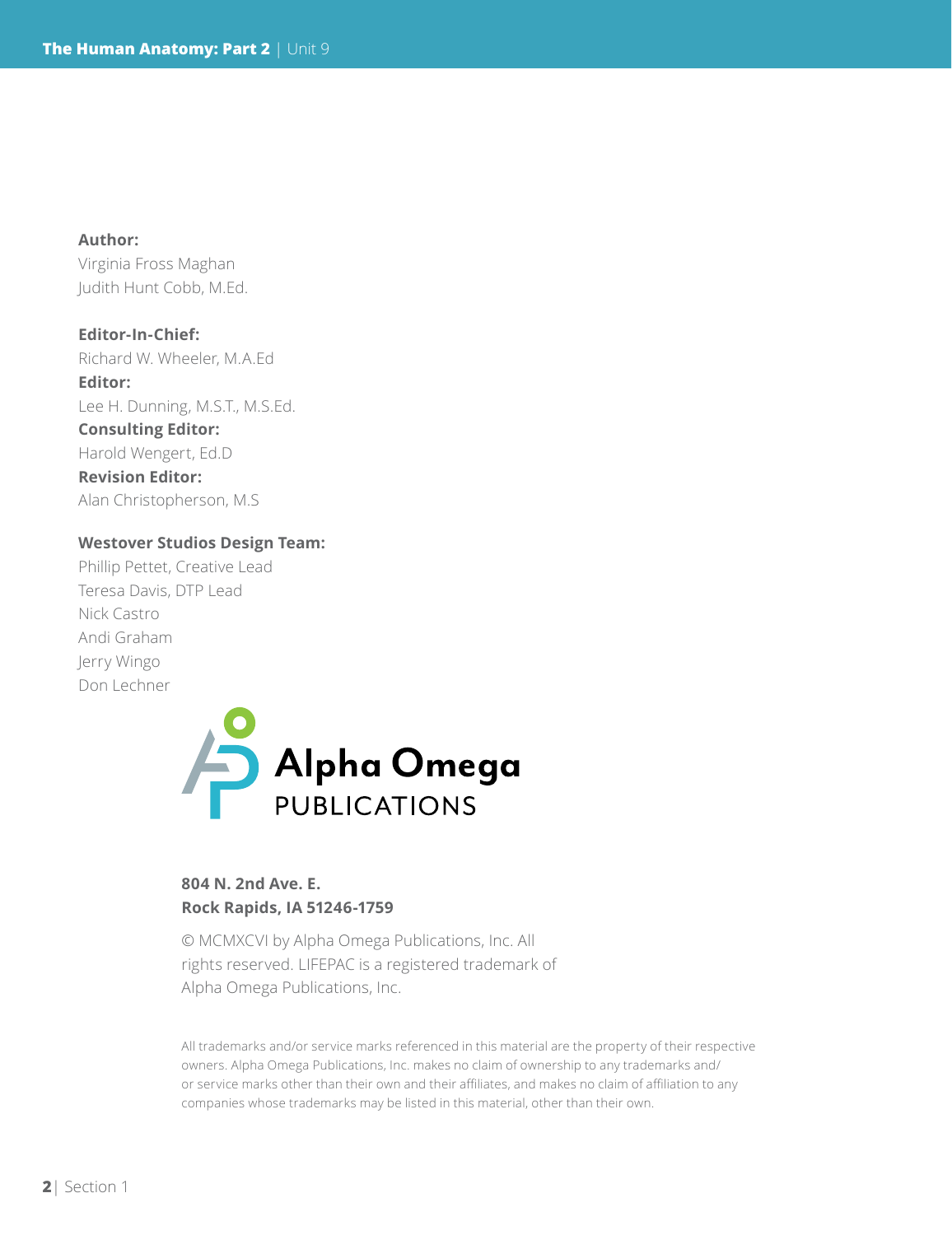**Author:**
Virginia Fross Maghan
Judith Hunt Cobb, M.Ed.

**Editor-In-Chief:**
Richard W. Wheeler, M.A.Ed
**Editor:**
Lee H. Dunning, M.S.T., M.S.Ed.
**Consulting Editor:**
Harold Wengert, Ed.D
**Revision Editor:**
Alan Christopherson, M.S

**Westover Studios Design Team:**
Phillip Pettet, Creative Lead
Teresa Davis, DTP Lead
Nick Castro
Andi Graham
Jerry Wingo
Don Lechner

Alpha Omega PUBLICATIONS

**804 N. 2nd Ave. E.**
**Rock Rapids, IA 51246-1759**

© MCMXCVI by Alpha Omega Publications, Inc. All rights reserved. LIFEPAC is a registered trademark of Alpha Omega Publications, Inc.

All trademarks and/or service marks referenced in this material are the property of their respective owners. Alpha Omega Publications, Inc. makes no claim of ownership to any trademarks and/or service marks other than their own and their affiliates, and makes no claim of affiliation to any companies whose trademarks may be listed in this material, other than their own.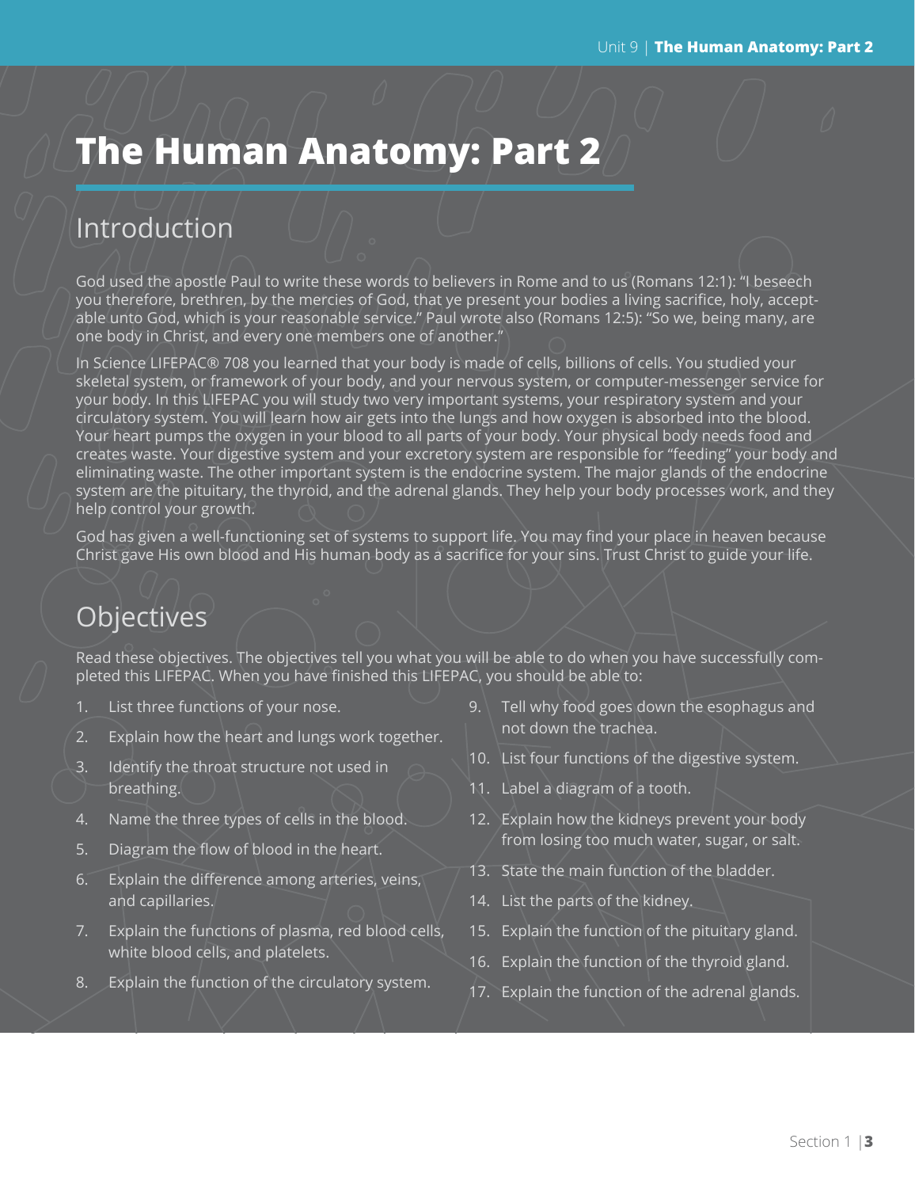# The Human Anatomy: Part 2

## Introduction

God used the apostle Paul to write these words to believers in Rome and to us (Romans 12:1): "I beseech you therefore, brethren, by the mercies of God, that ye present your bodies a living sacrifice, holy, acceptable unto God, which is your reasonable service." Paul wrote also (Romans 12:5): "So we, being many, are one body in Christ, and every one members one of another."

In Science LIFEPAC® 708 you learned that your body is made of cells, billions of cells. You studied your skeletal system, or framework of your body, and your nervous system, or computer-messenger service for your body. In this LIFEPAC you will study two very important systems, your respiratory system and your circulatory system. You will learn how air gets into the lungs and how oxygen is absorbed into the blood. Your heart pumps the oxygen in your blood to all parts of your body. Your physical body needs food and creates waste. Your digestive system and your excretory system are responsible for "feeding" your body and eliminating waste. The other important system is the endocrine system. The major glands of the endocrine system are the pituitary, the thyroid, and the adrenal glands. They help your body processes work, and they help control your growth.

God has given a well-functioning set of systems to support life. You may find your place in heaven because Christ gave His own blood and His human body as a sacrifice for your sins. Trust Christ to guide your life.

## Objectives

Read these objectives. The objectives tell you what you will be able to do when you have successfully completed this LIFEPAC. When you have finished this LIFEPAC, you should be able to:

1. List three functions of your nose.
2. Explain how the heart and lungs work together.
3. Identify the throat structure not used in breathing.
4. Name the three types of cells in the blood.
5. Diagram the flow of blood in the heart.
6. Explain the difference among arteries, veins, and capillaries.
7. Explain the functions of plasma, red blood cells, white blood cells, and platelets.
8. Explain the function of the circulatory system.
9. Tell why food goes down the esophagus and not down the trachea.
10. List four functions of the digestive system.
11. Label a diagram of a tooth.
12. Explain how the kidneys prevent your body from losing too much water, sugar, or salt.
13. State the main function of the bladder.
14. List the parts of the kidney.
15. Explain the function of the pituitary gland.
16. Explain the function of the thyroid gland.
17. Explain the function of the adrenal glands.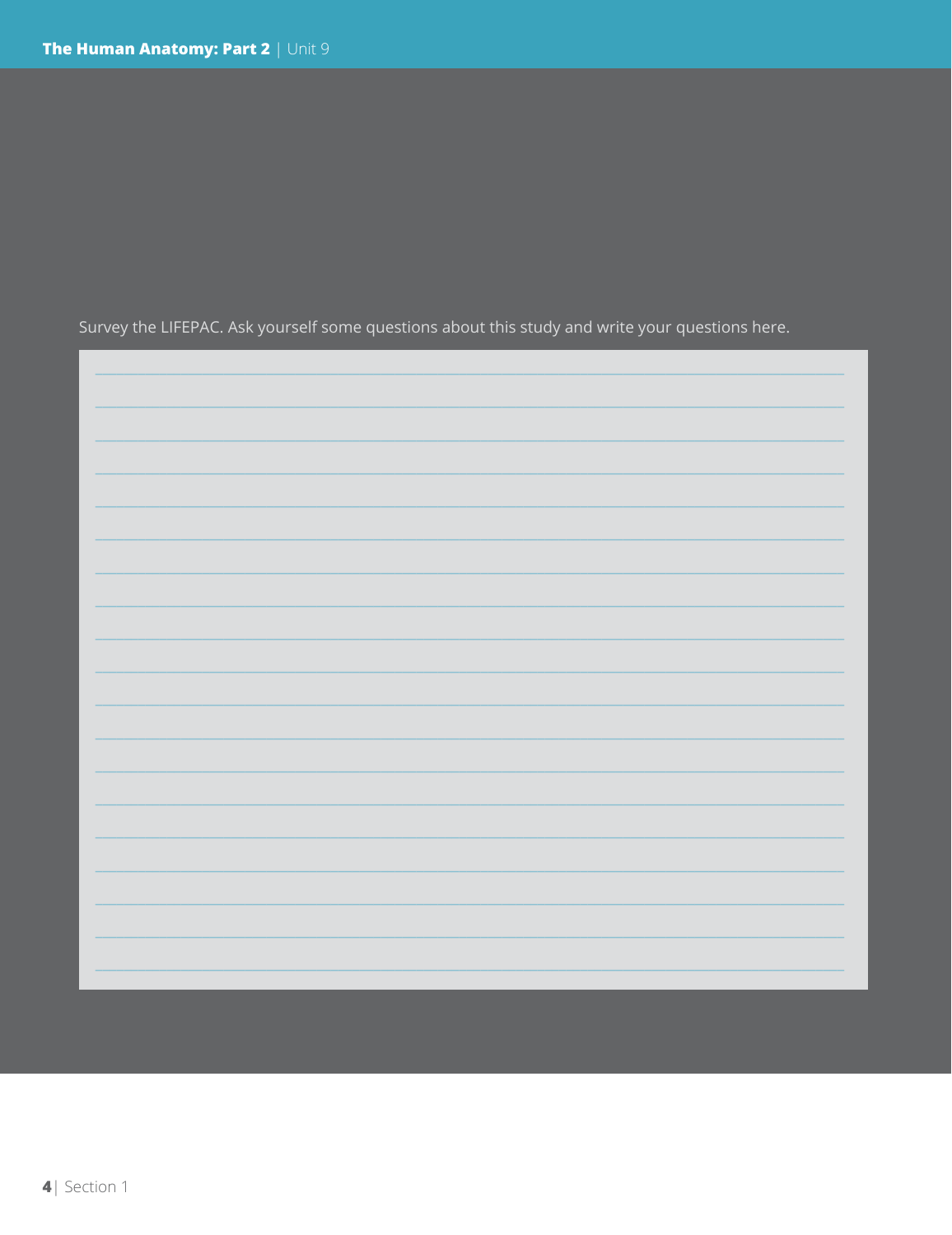Survey the LIFEPAC. Ask yourself some questions about this study and write your questions here.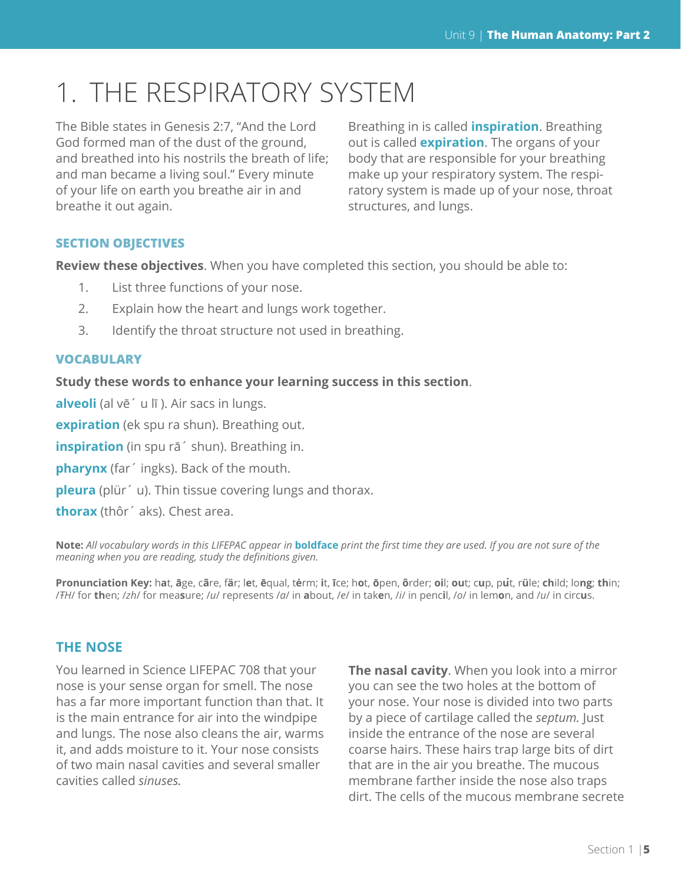# 1. THE RESPIRATORY SYSTEM

The Bible states in Genesis 2:7, "And the Lord God formed man of the dust of the ground, and breathed into his nostrils the breath of life; and man became a living soul." Every minute of your life on earth you breathe air in and breathe it out again.

Breathing in is called **inspiration**. Breathing out is called **expiration**. The organs of your body that are responsible for your breathing make up your respiratory system. The respiratory system is made up of your nose, throat structures, and lungs.

### SECTION OBJECTIVES

**Review these objectives**. When you have completed this section, you should be able to:

1. List three functions of your nose.
2. Explain how the heart and lungs work together.
3. Identify the throat structure not used in breathing.

### VOCABULARY

**Study these words to enhance your learning success in this section**.

**alveoli** (al vē´ u lī ). Air sacs in lungs.

**expiration** (ek spu ra shun). Breathing out.

**inspiration** (in spu rā´ shun). Breathing in.

**pharynx** (far´ ingks). Back of the mouth.

**pleura** (plür´ u). Thin tissue covering lungs and thorax.

**thorax** (thôr´ aks). Chest area.

**Note:** *All vocabulary words in this LIFEPAC appear in* **boldface** *print the first time they are used. If you are not sure of the meaning when you are reading, study the definitions given.*

**Pronunciation Key:** h**a**t, **ā**ge, c**ã**re, f**ä**r; l**e**t, **ē**qual, t**ė**rm; **i**t, **ī**ce; h**o**t, **ō**pen, **ô**rder; **oi**l; **ou**t; c**u**p, p**u̇**t, r**ü**le; **ch**ild; lo**ng**; **th**in; /ŦH/ for **th**en; /zh/ for mea**s**ure; /u/ represents /a/ in **a**bout, /e/ in tak**e**n, /i/ in penc**i**l, /o/ in lem**o**n, and /u/ in circ**u**s.

### THE NOSE

You learned in Science LIFEPAC 708 that your nose is your sense organ for smell. The nose has a far more important function than that. It is the main entrance for air into the windpipe and lungs. The nose also cleans the air, warms it, and adds moisture to it. Your nose consists of two main nasal cavities and several smaller cavities called *sinuses.*

**The nasal cavity**. When you look into a mirror you can see the two holes at the bottom of your nose. Your nose is divided into two parts by a piece of cartilage called the *septum.* Just inside the entrance of the nose are several coarse hairs. These hairs trap large bits of dirt that are in the air you breathe. The mucous membrane farther inside the nose also traps dirt. The cells of the mucous membrane secrete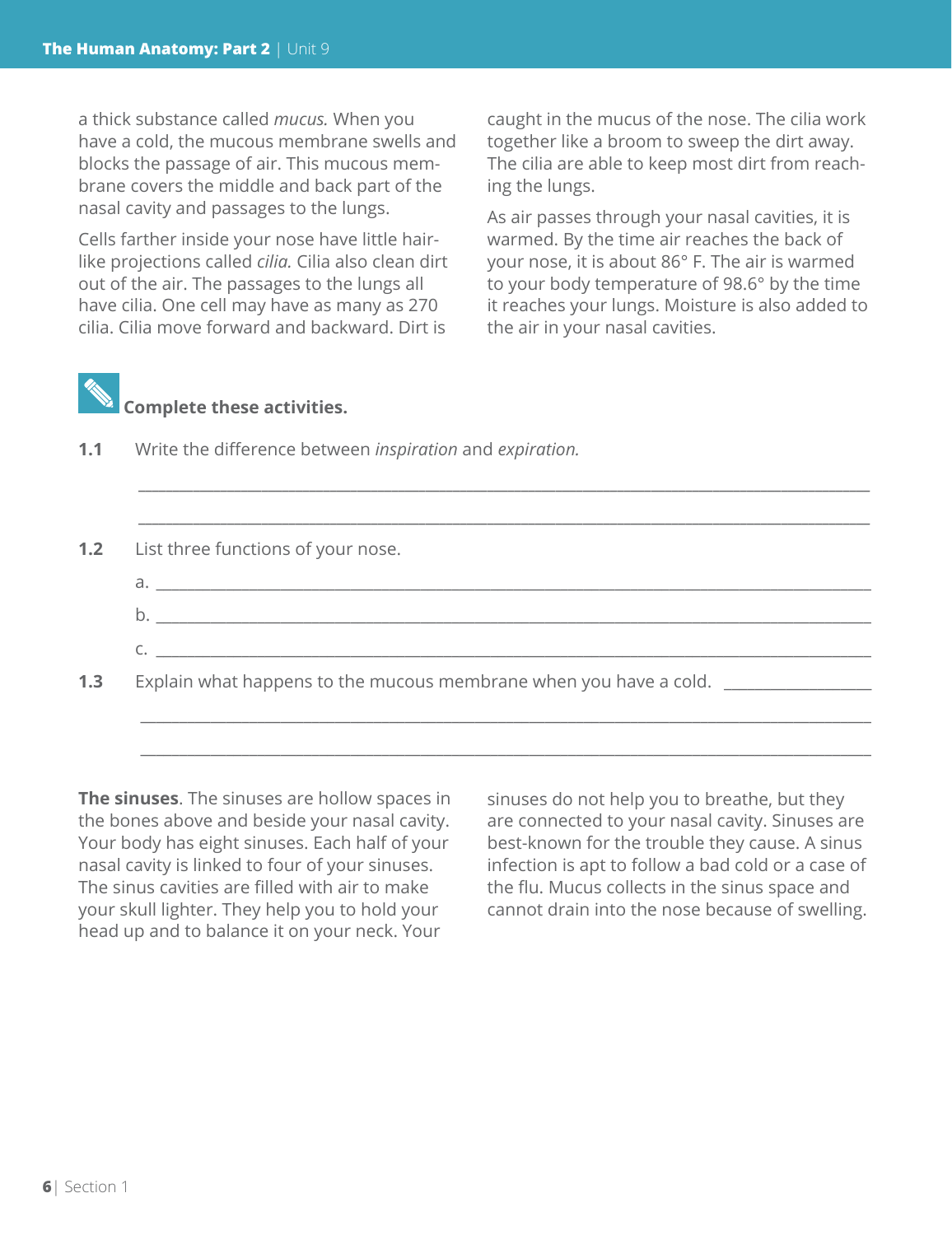a thick substance called *mucus.* When you have a cold, the mucous membrane swells and blocks the passage of air. This mucous membrane covers the middle and back part of the nasal cavity and passages to the lungs.

Cells farther inside your nose have little hair-like projections called *cilia.* Cilia also clean dirt out of the air. The passages to the lungs all have cilia. One cell may have as many as 270 cilia. Cilia move forward and backward. Dirt is caught in the mucus of the nose. The cilia work together like a broom to sweep the dirt away. The cilia are able to keep most dirt from reaching the lungs.

As air passes through your nasal cavities, it is warmed. By the time air reaches the back of your nose, it is about 86° F. The air is warmed to your body temperature of 98.6° by the time it reaches your lungs. Moisture is also added to the air in your nasal cavities.

**Complete these activities.**

**1.1** Write the difference between *inspiration* and *expiration.*

______________________________________________________________________

______________________________________________________________________

**1.2** List three functions of your nose.

a. ____________________________________________________________________

b. ____________________________________________________________________

c. ____________________________________________________________________

**1.3** Explain what happens to the mucous membrane when you have a cold. ______________

______________________________________________________________________

______________________________________________________________________

**The sinuses**. The sinuses are hollow spaces in the bones above and beside your nasal cavity. Your body has eight sinuses. Each half of your nasal cavity is linked to four of your sinuses. The sinus cavities are filled with air to make your skull lighter. They help you to hold your head up and to balance it on your neck. Your sinuses do not help you to breathe, but they are connected to your nasal cavity. Sinuses are best-known for the trouble they cause. A sinus infection is apt to follow a bad cold or a case of the flu. Mucus collects in the sinus space and cannot drain into the nose because of swelling.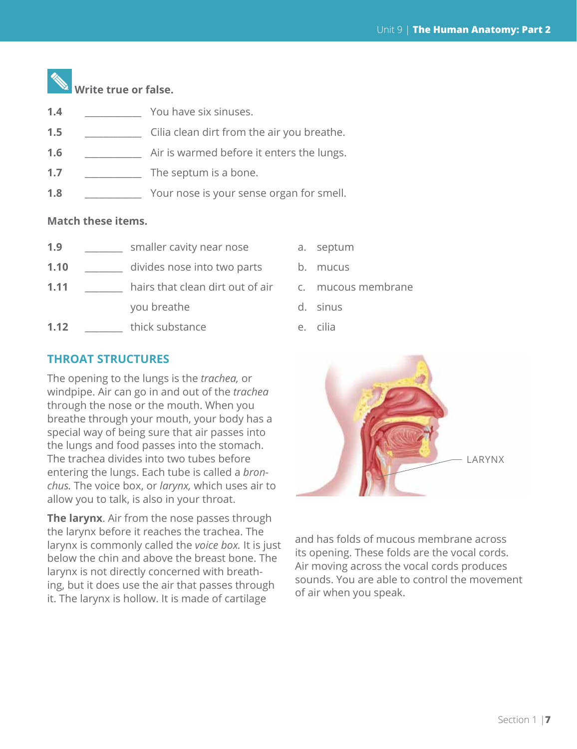**Write true or false.**

**1.4** ____________ You have six sinuses.

**1.5** ____________ Cilia clean dirt from the air you breathe.

**1.6** ____________ Air is warmed before it enters the lungs.

**1.7** ____________ The septum is a bone.

**1.8** ____________ Your nose is your sense organ for smell.

**Match these items.**

**1.9** ________ smaller cavity near nose

**1.10** ________ divides nose into two parts

**1.11** ________ hairs that clean dirt out of air you breathe

**1.12** ________ thick substance

a. septum
b. mucus
c. mucous membrane
d. sinus
e. cilia

## THROAT STRUCTURES

The opening to the lungs is the *trachea,* or windpipe. Air can go in and out of the *trachea* through the nose or the mouth. When you breathe through your mouth, your body has a special way of being sure that air passes into the lungs and food passes into the stomach. The trachea divides into two tubes before entering the lungs. Each tube is called a *bronchus.* The voice box, or *larynx,* which uses air to allow you to talk, is also in your throat.

LARYNX

**The larynx**. Air from the nose passes through the larynx before it reaches the trachea. The larynx is commonly called the *voice box.* It is just below the chin and above the breast bone. The larynx is not directly concerned with breathing, but it does use the air that passes through it. The larynx is hollow. It is made of cartilage and has folds of mucous membrane across its opening. These folds are the vocal cords. Air moving across the vocal cords produces sounds. You are able to control the movement of air when you speak.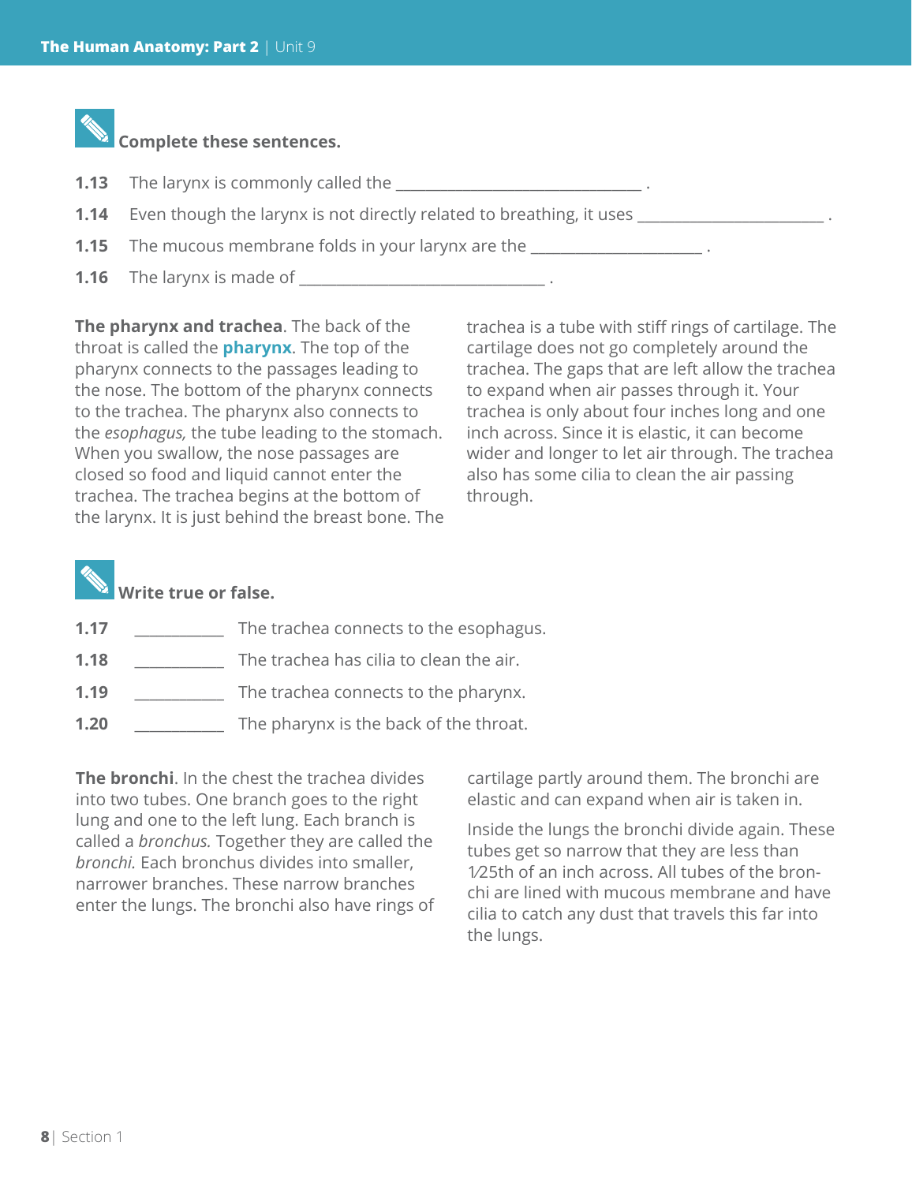**Complete these sentences.**

**1.13** The larynx is commonly called the ______________________________ .

**1.14** Even though the larynx is not directly related to breathing, it uses ______________________ .

**1.15** The mucous membrane folds in your larynx are the ____________________ .

**1.16** The larynx is made of ______________________________ .

**The pharynx and trachea**. The back of the throat is called the **pharynx**. The top of the pharynx connects to the passages leading to the nose. The bottom of the pharynx connects to the trachea. The pharynx also connects to the *esophagus,* the tube leading to the stomach. When you swallow, the nose passages are closed so food and liquid cannot enter the trachea. The trachea begins at the bottom of the larynx. It is just behind the breast bone. The trachea is a tube with stiff rings of cartilage. The cartilage does not go completely around the trachea. The gaps that are left allow the trachea to expand when air passes through it. Your trachea is only about four inches long and one inch across. Since it is elastic, it can become wider and longer to let air through. The trachea also has some cilia to clean the air passing through.

**Write true or false.**

**1.17** __________ The trachea connects to the esophagus.

**1.18** __________ The trachea has cilia to clean the air.

**1.19** __________ The trachea connects to the pharynx.

**1.20** __________ The pharynx is the back of the throat.

**The bronchi**. In the chest the trachea divides into two tubes. One branch goes to the right lung and one to the left lung. Each branch is called a *bronchus.* Together they are called the *bronchi.* Each bronchus divides into smaller, narrower branches. These narrow branches enter the lungs. The bronchi also have rings of cartilage partly around them. The bronchi are elastic and can expand when air is taken in.

Inside the lungs the bronchi divide again. These tubes get so narrow that they are less than 1⁄25th of an inch across. All tubes of the bronchi are lined with mucous membrane and have cilia to catch any dust that travels this far into the lungs.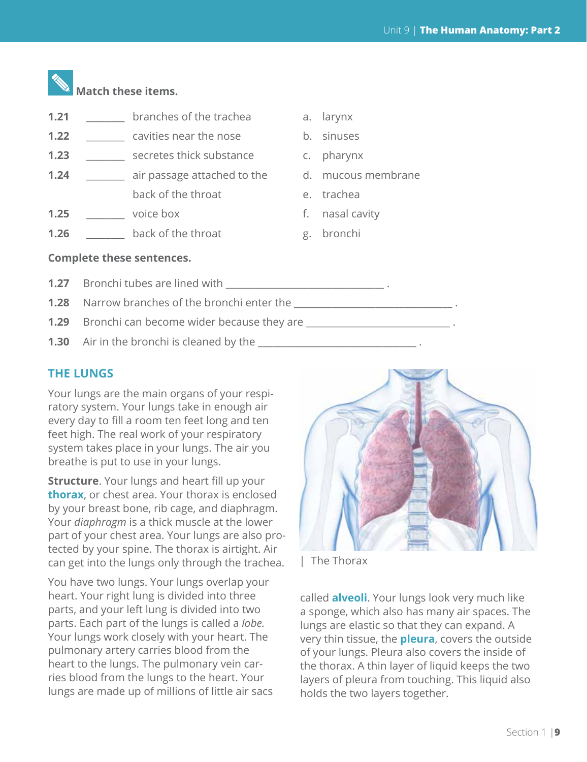**Match these items.**

| | | | | |
|---|---|---|---|---|
| **1.21** | _______ | branches of the trachea | a. | larynx |
| **1.22** | _______ | cavities near the nose | b. | sinuses |
| **1.23** | _______ | secretes thick substance | c. | pharynx |
| **1.24** | _______ | air passage attached to the back of the throat | d. | mucous membrane |
| **1.25** | _______ | voice box | e. | trachea |
| **1.26** | _______ | back of the throat | f. | nasal cavity |
| | | | g. | bronchi |

**Complete these sentences.**

**1.27** Bronchi tubes are lined with ______________________________ .

**1.28** Narrow branches of the bronchi enter the ______________________________ .

**1.29** Bronchi can become wider because they are ___________________________ .

**1.30** Air in the bronchi is cleaned by the ______________________________ .

## THE LUNGS

Your lungs are the main organs of your respiratory system. Your lungs take in enough air every day to fill a room ten feet long and ten feet high. The real work of your respiratory system takes place in your lungs. The air you breathe is put to use in your lungs.

**Structure**. Your lungs and heart fill up your **thorax**, or chest area. Your thorax is enclosed by your breast bone, rib cage, and diaphragm. Your *diaphragm* is a thick muscle at the lower part of your chest area. Your lungs are also protected by your spine. The thorax is airtight. Air can get into the lungs only through the trachea.

| The Thorax

You have two lungs. Your lungs overlap your heart. Your right lung is divided into three parts, and your left lung is divided into two parts. Each part of the lungs is called a *lobe.* Your lungs work closely with your heart. The pulmonary artery carries blood from the heart to the lungs. The pulmonary vein carries blood from the lungs to the heart. Your lungs are made up of millions of little air sacs called **alveoli**. Your lungs look very much like a sponge, which also has many air spaces. The lungs are elastic so that they can expand. A very thin tissue, the **pleura**, covers the outside of your lungs. Pleura also covers the inside of the thorax. A thin layer of liquid keeps the two layers of pleura from touching. This liquid also holds the two layers together.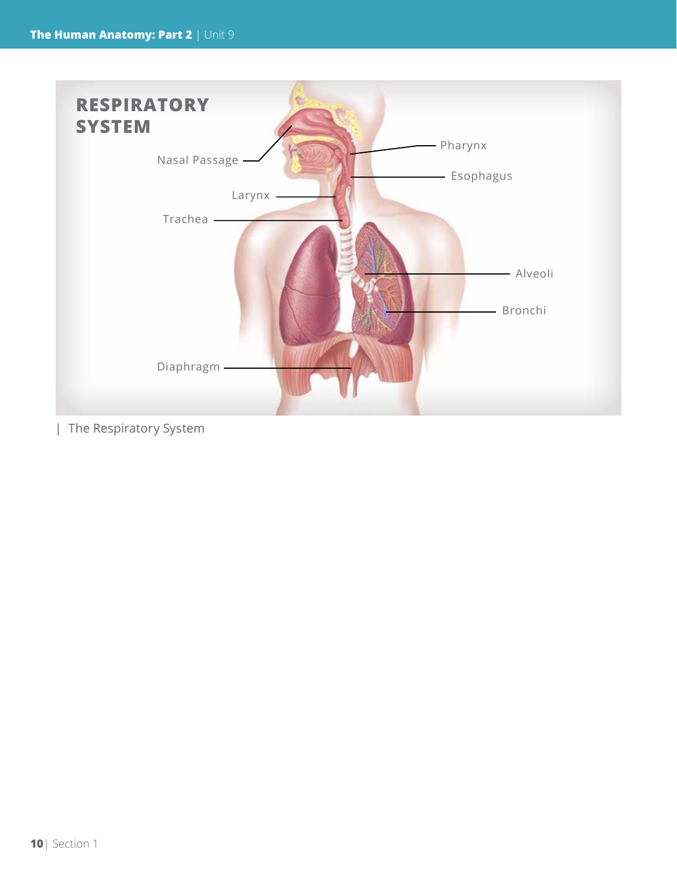RESPIRATORY SYSTEM

Nasal Passage

Pharynx

Esophagus

Larynx

Trachea

Alveoli

Bronchi

Diaphragm

| The Respiratory System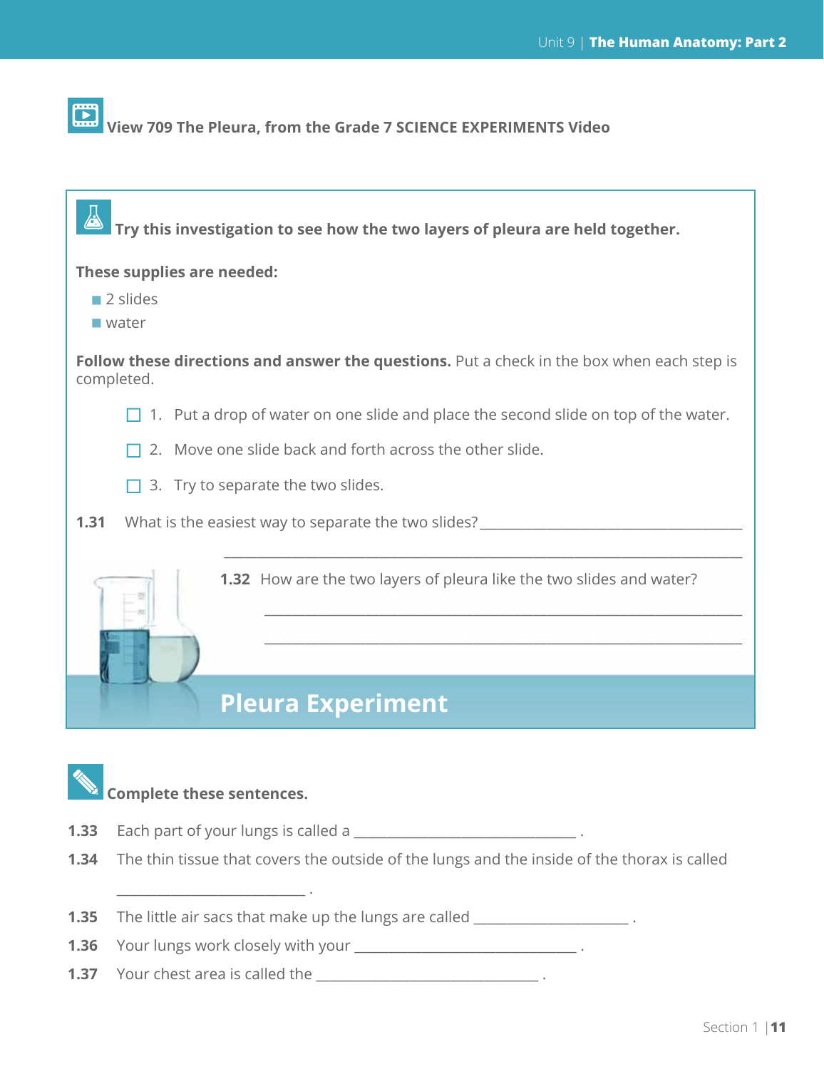View 709 The Pleura, from the Grade 7 SCIENCE EXPERIMENTS Video

**Try this investigation to see how the two layers of pleura are held together.**

**These supplies are needed:**

- 2 slides
- water

**Follow these directions and answer the questions.** Put a check in the box when each step is completed.

☐ 1. Put a drop of water on one slide and place the second slide on top of the water.

☐ 2. Move one slide back and forth across the other slide.

☐ 3. Try to separate the two slides.

**1.31** What is the easiest way to separate the two slides? ______________________________

______________________________________________________________

**1.32** How are the two layers of pleura like the two slides and water?

______________________________________________________________

______________________________________________________________

## Pleura Experiment

**Complete these sentences.**

**1.33** Each part of your lungs is called a ____________________________ .

**1.34** The thin tissue that covers the outside of the lungs and the inside of the thorax is called ________________________ .

**1.35** The little air sacs that make up the lungs are called ___________________ .

**1.36** Your lungs work closely with your ____________________________ .

**1.37** Your chest area is called the ____________________________ .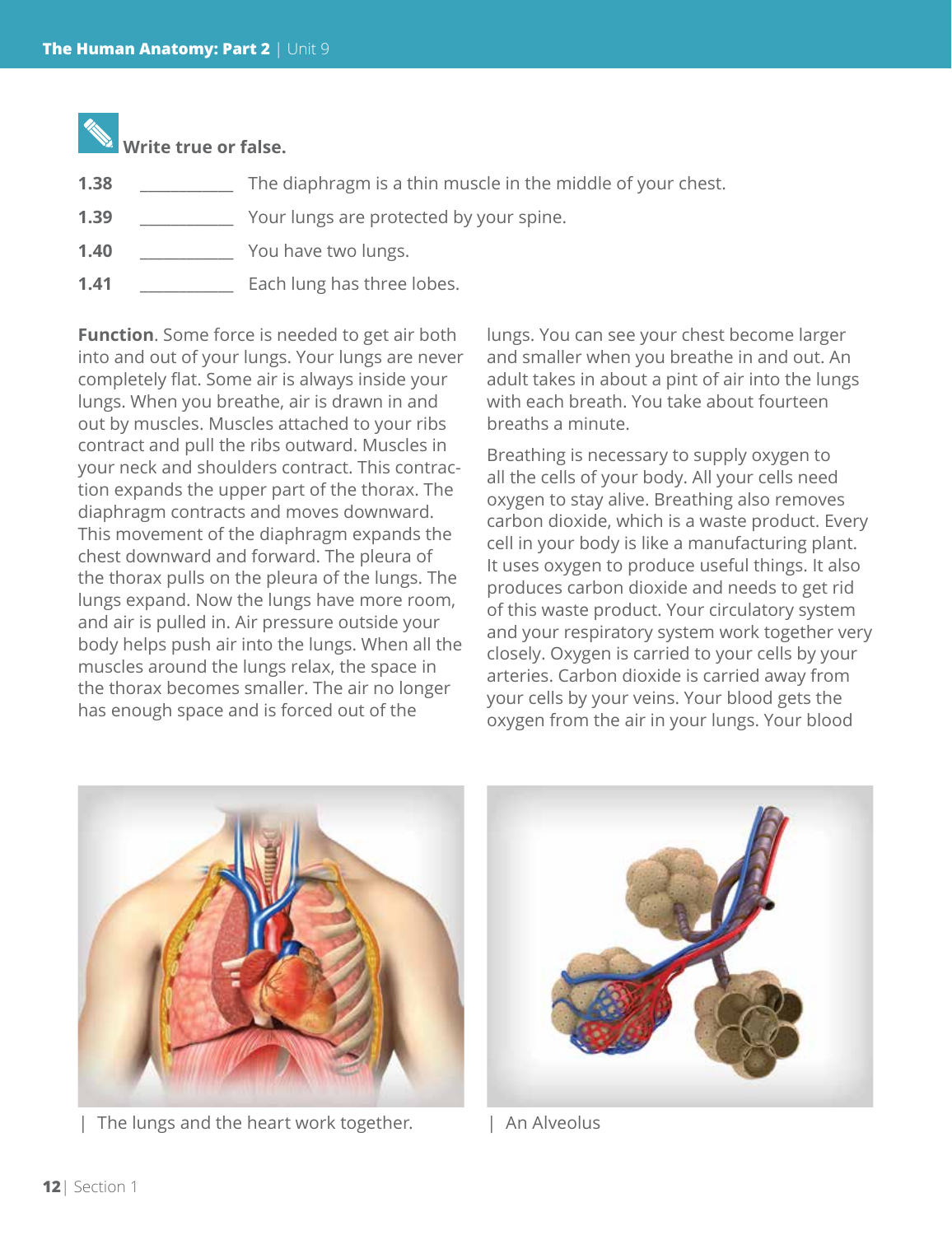**Write true or false.**

**1.38** __________ The diaphragm is a thin muscle in the middle of your chest.

**1.39** __________ Your lungs are protected by your spine.

**1.40** __________ You have two lungs.

**1.41** __________ Each lung has three lobes.

**Function**. Some force is needed to get air both into and out of your lungs. Your lungs are never completely flat. Some air is always inside your lungs. When you breathe, air is drawn in and out by muscles. Muscles attached to your ribs contract and pull the ribs outward. Muscles in your neck and shoulders contract. This contraction expands the upper part of the thorax. The diaphragm contracts and moves downward. This movement of the diaphragm expands the chest downward and forward. The pleura of the thorax pulls on the pleura of the lungs. The lungs expand. Now the lungs have more room, and air is pulled in. Air pressure outside your body helps push air into the lungs. When all the muscles around the lungs relax, the space in the thorax becomes smaller. The air no longer has enough space and is forced out of the lungs. You can see your chest become larger and smaller when you breathe in and out. An adult takes in about a pint of air into the lungs with each breath. You take about fourteen breaths a minute.

Breathing is necessary to supply oxygen to all the cells of your body. All your cells need oxygen to stay alive. Breathing also removes carbon dioxide, which is a waste product. Every cell in your body is like a manufacturing plant. It uses oxygen to produce useful things. It also produces carbon dioxide and needs to get rid of this waste product. Your circulatory system and your respiratory system work together very closely. Oxygen is carried to your cells by your arteries. Carbon dioxide is carried away from your cells by your veins. Your blood gets the oxygen from the air in your lungs. Your blood

| The lungs and the heart work together.

| An Alveolus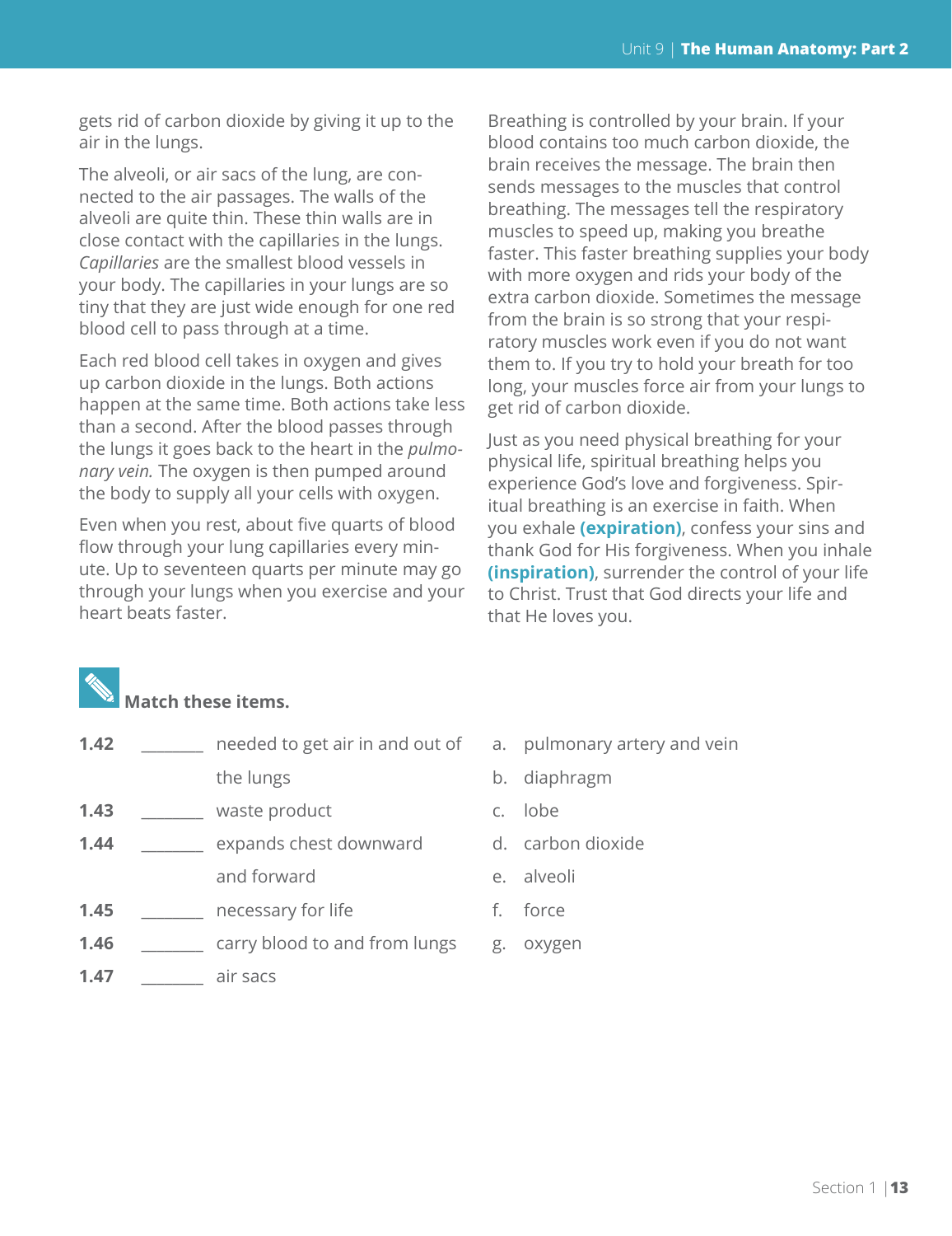gets rid of carbon dioxide by giving it up to the air in the lungs.

The alveoli, or air sacs of the lung, are connected to the air passages. The walls of the alveoli are quite thin. These thin walls are in close contact with the capillaries in the lungs. *Capillaries* are the smallest blood vessels in your body. The capillaries in your lungs are so tiny that they are just wide enough for one red blood cell to pass through at a time.

Each red blood cell takes in oxygen and gives up carbon dioxide in the lungs. Both actions happen at the same time. Both actions take less than a second. After the blood passes through the lungs it goes back to the heart in the *pulmonary vein.* The oxygen is then pumped around the body to supply all your cells with oxygen.

Even when you rest, about five quarts of blood flow through your lung capillaries every minute. Up to seventeen quarts per minute may go through your lungs when you exercise and your heart beats faster.

Breathing is controlled by your brain. If your blood contains too much carbon dioxide, the brain receives the message. The brain then sends messages to the muscles that control breathing. The messages tell the respiratory muscles to speed up, making you breathe faster. This faster breathing supplies your body with more oxygen and rids your body of the extra carbon dioxide. Sometimes the message from the brain is so strong that your respiratory muscles work even if you do not want them to. If you try to hold your breath for too long, your muscles force air from your lungs to get rid of carbon dioxide.

Just as you need physical breathing for your physical life, spiritual breathing helps you experience God's love and forgiveness. Spiritual breathing is an exercise in faith. When you exhale **(expiration)**, confess your sins and thank God for His forgiveness. When you inhale **(inspiration)**, surrender the control of your life to Christ. Trust that God directs your life and that He loves you.

**Match these items.**

**1.42** _______ needed to get air in and out of the lungs

**1.43** _______ waste product

**1.44** _______ expands chest downward and forward

**1.45** _______ necessary for life

**1.46** _______ carry blood to and from lungs

**1.47** _______ air sacs

a. pulmonary artery and vein
b. diaphragm
c. lobe
d. carbon dioxide
e. alveoli
f. force
g. oxygen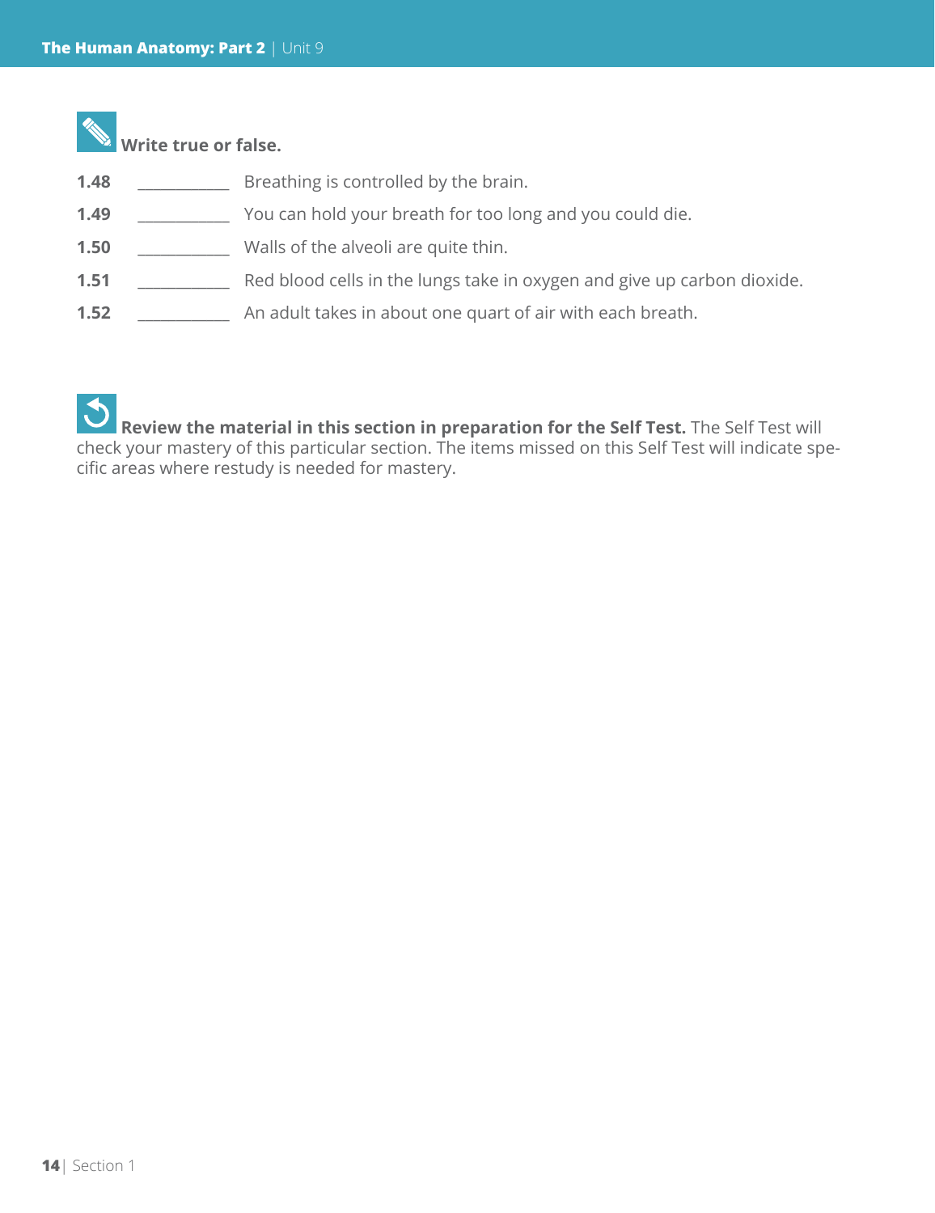**Write true or false.**

1.48 ___________ Breathing is controlled by the brain.

1.49 ___________ You can hold your breath for too long and you could die.

1.50 ___________ Walls of the alveoli are quite thin.

1.51 ___________ Red blood cells in the lungs take in oxygen and give up carbon dioxide.

1.52 ___________ An adult takes in about one quart of air with each breath.

**Review the material in this section in preparation for the Self Test.** The Self Test will check your mastery of this particular section. The items missed on this Self Test will indicate specific areas where restudy is needed for mastery.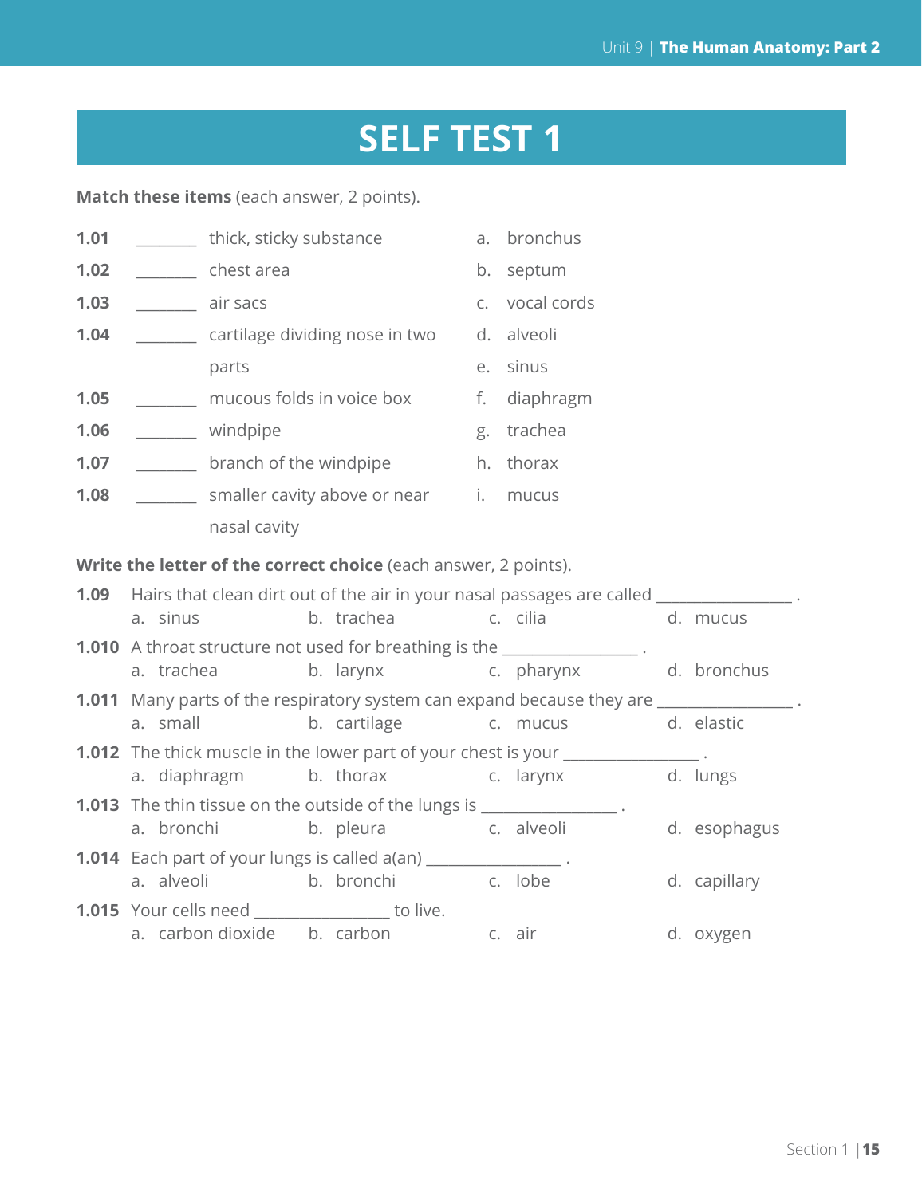# SELF TEST 1

**Match these items** (each answer, 2 points).

| | | | | |
|---|---|---|---|---|
| **1.01** | _______ | thick, sticky substance | a. | bronchus |
| **1.02** | _______ | chest area | b. | septum |
| **1.03** | _______ | air sacs | c. | vocal cords |
| **1.04** | _______ | cartilage dividing nose in two parts | d. | alveoli |
| | | | e. | sinus |
| **1.05** | _______ | mucous folds in voice box | f. | diaphragm |
| **1.06** | _______ | windpipe | g. | trachea |
| **1.07** | _______ | branch of the windpipe | h. | thorax |
| **1.08** | _______ | smaller cavity above or near nasal cavity | i. | mucus |

**Write the letter of the correct choice** (each answer, 2 points).

**1.09** Hairs that clean dirt out of the air in your nasal passages are called ________________ .
a. sinus b. trachea c. cilia d. mucus

**1.010** A throat structure not used for breathing is the ________________ .
a. trachea b. larynx c. pharynx d. bronchus

**1.011** Many parts of the respiratory system can expand because they are ________________ .
a. small b. cartilage c. mucus d. elastic

**1.012** The thick muscle in the lower part of your chest is your ________________ .
a. diaphragm b. thorax c. larynx d. lungs

**1.013** The thin tissue on the outside of the lungs is ________________ .
a. bronchi b. pleura c. alveoli d. esophagus

**1.014** Each part of your lungs is called a(an) ________________ .
a. alveoli b. bronchi c. lobe d. capillary

**1.015** Your cells need ________________ to live.
a. carbon dioxide b. carbon c. air d. oxygen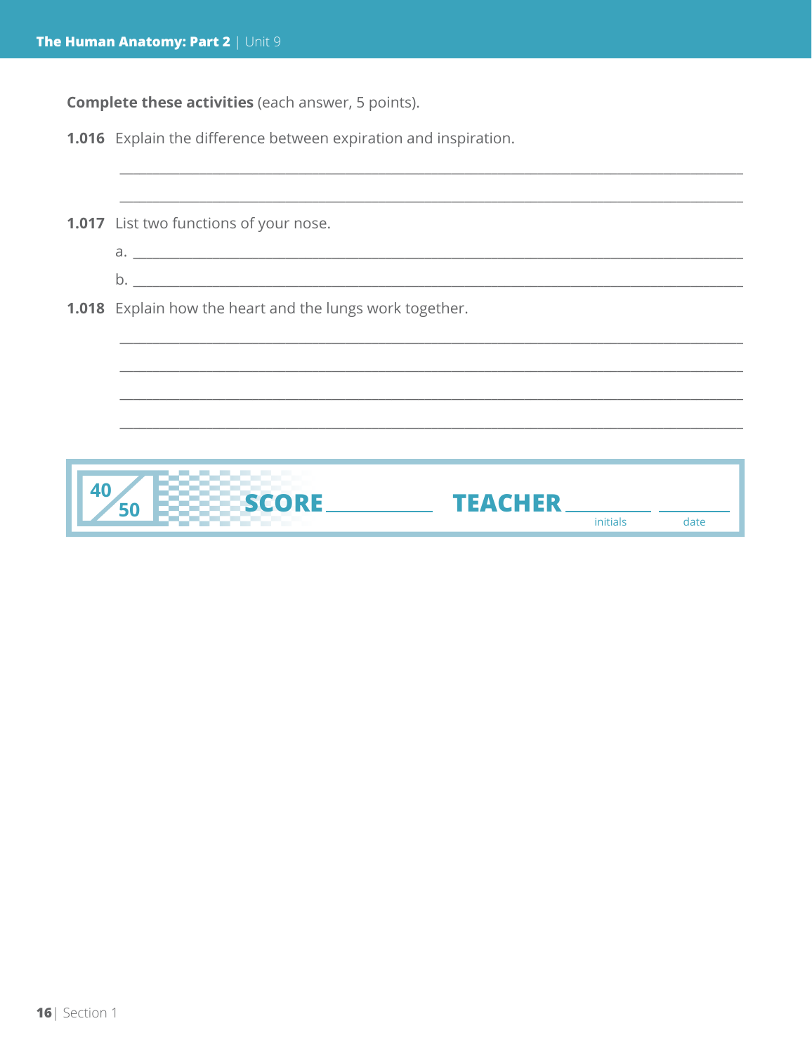**Complete these activities** (each answer, 5 points).

**1.016** Explain the difference between expiration and inspiration.

_______________________________________________________________________________

_______________________________________________________________________________

**1.017** List two functions of your nose.

a. _______________________________________________________________________________

b. _______________________________________________________________________________

**1.018** Explain how the heart and the lungs work together.

_______________________________________________________________________________

_______________________________________________________________________________

_______________________________________________________________________________

_______________________________________________________________________________

40/50 **SCORE** __________ **TEACHER** __________ __________
initials date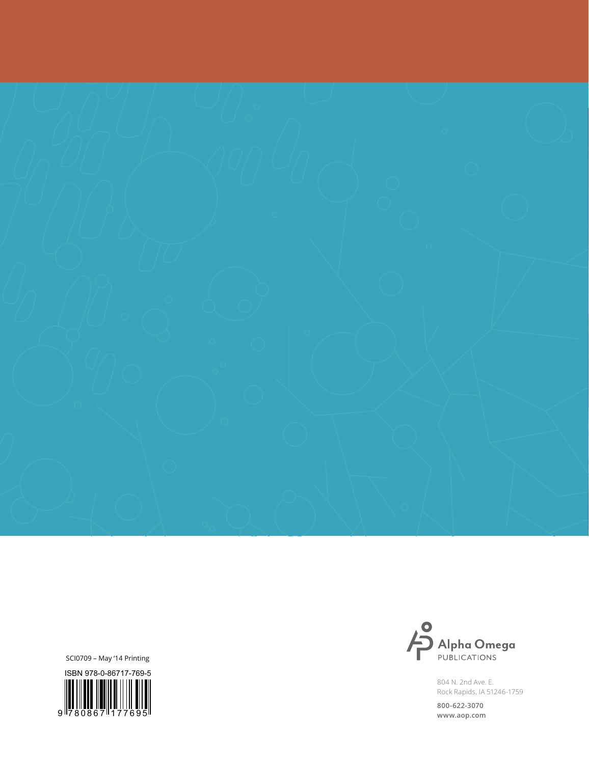SCI0709 – May '14 Printing

ISBN 978-0-86717-769-5

9 780867 177695

Alpha Omega
PUBLICATIONS

804 N. 2nd Ave. E.
Rock Rapids, IA 51246-1759

**800-622-3070**
**www.aop.com**